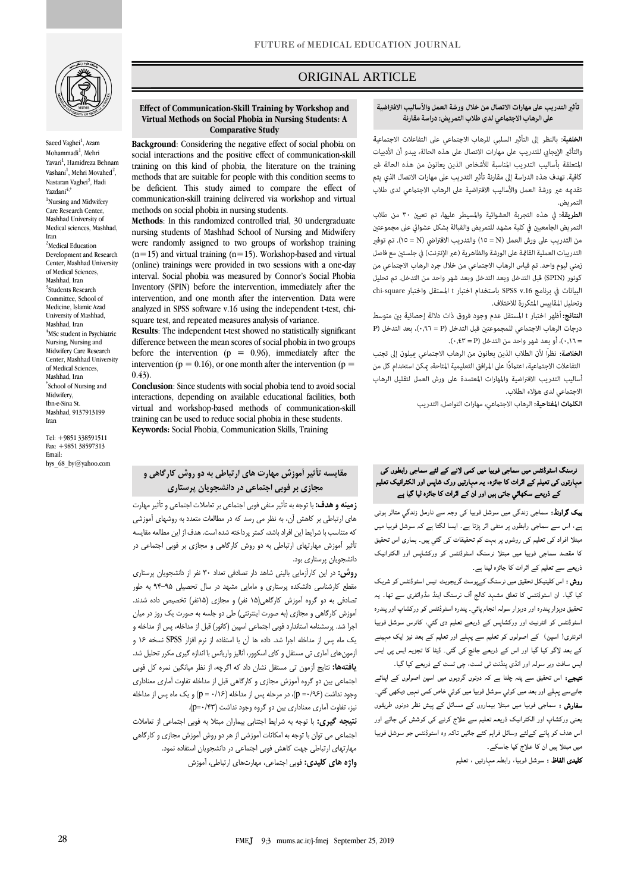ORIGINAL ARTICLE

# Effect of Communication-Skill Training by Workshop and Virtual Methods on Social Phobia in Nursing Students: A Comparative Study

Saeed Vaghei[1], Azam Mohammadi[1], Mehri Yavari[1], Hamidreza Behnam Vashani[1], Mehri Movahed[2], Nastaran Vaghei[3], Hadi Yazdani[4,*]

[1]Nursing and Midwifery Care Research Center, Mashhad University of Medical sciences, Mashhad, Iran

[2]Medical Education Development and Research Center, Mashhad University of Medical Sciences, Mashhad, Iran

[3]Students Research Committee, School of Medicine, Islamic Azad University of Mashhad, Mashhad, Iran

[4]MSc student in Psychiatric Nursing, Nursing and Midwifery Care Research Center, Mashhad University of Medical Sciences, Mashhad, Iran

[*]School of Nursing and Midwifery, Ibn-e-Sina St. Mashhad, 9137913199 Iran

Tel: +9851 338591511
Fax: +9851 38597313
Email: hys_68_by@yahoo.com

**Background**: Considering the negative effect of social phobia on social interactions and the positive effect of communication-skill training on this kind of phobia, the literature on the training methods that are suitable for people with this condition seems to be deficient. This study aimed to compare the effect of communication-skill training delivered via workshop and virtual methods on social phobia in nursing students.

**Methods**: In this randomized controlled trial, 30 undergraduate nursing students of Mashhad School of Nursing and Midwifery were randomly assigned to two groups of workshop training (n=15) and virtual training (n=15). Workshop-based and virtual (online) trainings were provided in two sessions with a one-day interval. Social phobia was measured by Connor's Social Phobia Inventory (SPIN) before the intervention, immediately after the intervention, and one month after the intervention. Data were analyzed in SPSS software v.16 using the independent t-test, chi-square test, and repeated measures analysis of variance.

**Results**: The independent t-test showed no statistically significant difference between the mean scores of social phobia in two groups before the intervention (p = 0.96), immediately after the intervention (p = 0.16), or one month after the intervention (p = 0.43).

**Conclusion**: Since students with social phobia tend to avoid social interactions, depending on available educational facilities, both virtual and workshop-based communication-skill training can be used to reduce social phobia in these students.

**Keywords:** Social Phobia, Communication Skills, Training

## تأثير التدريب على مهارات الاتصال من خلال ورشة العمل والأساليب الافتراضية على الرهاب الاجتماعي لدى طلاب التمريض: دراسة مقارنة

**الخلفية:** بالنظر إلى التأثير السلبي للرهاب الاجتماعي على التفاعلات الاجتماعية والتأثير الإيجابي للتدريب على مهارات الاتصال على هذه الحالة، يبدو أن الأدبيات المتعلقة بأساليب التدريب المناسبة للأشخاص الذين يعانون من هذه الحالة غير كافية. تهدف هذه الدراسة إلى مقارنة تأثير التدريب على مهارات الاتصال الذي يتم تقديمه عبر ورشة العمل والأساليب الافتراضية على الرهاب الاجتماعي لدى طلاب التمريض.

**الطريقة:** في هذه التجربة العشوائية والمسيطر عليها، تم تعيين ٣٠ من طلاب التمريض الجامعيين في كلية مشهد للتمريض والقبالة بشكل عشوائي على مجموعتين من التدريب على ورش العمل (N = ١٥) والتدريب الافتراضي (N = ١٥). تم توفير التدريبات العملية القائمة على الورشة والظاهرية (عبر الإنترنت) في جلستين مع فاصل زمني ليوم واحد. تم قياس الرهاب الاجتماعي من خلال جرد الرهاب الاجتماعي من كونور (SPIN) قبل التدخل وبعد التدخل وبعد شهر واحد من التدخل. تم تحليل البيانات في برنامج SPSS v.16 باستخدام اختبار t المستقل واختبار chi-square وتحليل المقاييس المتكررة للاختلاف.

**النتائج:** أظهر اختبار t المستقل عدم وجود فروق ذات دلالة إحصائية بين متوسط درجات الرهاب الاجتماعي للمجموعتين قبل التدخل (P = ٠،٩٦)، بعد التدخل (P = ٠،١٦)، أو بعد شهر واحد من التدخل (P = ٠،٤٣).

**الخلاصة:** نظرًا لأن الطلاب الذين يعانون من الرهاب الاجتماعي يميلون إلى تجنب التفاعلات الاجتماعية، اعتمادًا على المرافق التعليمية المتاحة، يمكن استخدام كل من أساليب التدريب الافتراضية والمهارات المعتمدة على ورش العمل لتقليل الرهاب الاجتماعي لدى هؤلاء الطلاب.

**الكلمات المفتاحية:** الرهاب الاجتماعي، مهارات التواصل، التدريب

## مقایسه تأثیر آموزش مهارت های ارتباطی به دو روش کارگاهی و مجازی بر فوبی اجتماعی در دانشجویان پرستاری

**زمینه و هدف:** با توجه به تأثیر منفی فوبی اجتماعی بر تعاملات اجتماعی و تأثیر مهارت های ارتباطی بر کاهش آن، به نظر می رسد که در مطالعات متعدد به روشهای آموزشی که متناسب با شرایط این افراد باشد، کمتر پرداخته شده است. هدف از این مطالعه مقایسه تأثیر آموزش مهارتهای ارتباطی به دو روش کارگاهی و مجازی بر فوبی اجتماعی در دانشجویان پرستاری بود.

**روش:** در این کارآزمایی بالینی شاهد دار تصادفی تعداد ۳۰ نفر از دانشجویان پرستاری مقطع کارشناسی دانشکده پرستاری و مامایی مشهد در سال تحصیلی ۹۵-۹۴ به طور تصادفی به دو گروه آموزش کارگاهی(۱۵ نفر) و مجازی (۱۵نفر) تخصیص داده شدند. آموزش کارگاهی و مجازی (به صورت اینترنتی) طی دو جلسه به صورت یک روز در میان اجرا شد. پرسشنامه استاندارد فوبی اجتماعی اسپین (کانور) قبل از مداخله، پس از مداخله و یک ماه پس از مداخله اجرا شد. داده ها آن با استفاده از نرم افزار SPSS نسخه ۱۶ و آزمونهای آماری تی مستقل و کای اسکوور، آنالیز واریانس با اندازه گیری مکرر تحلیل شد.

**یافته‌ها:** نتایج آزمون تی مستقل نشان داد که اگرچه، از نظر میانگین نمره کل فوبی اجتماعی بین دو گروه آموزش مجازی و کارگاهی قبل از مداخله تفاوت آماری معناداری وجود نداشت (p =۰/۹۶)، در مرحله پس از مداخله (p = ۰/۱۶) و یک ماه پس از مداخله نیز، تفاوت آماری معناداری بین دو گروه وجود نداشت (p=۰/۴۳).

**نتیجه گیری:** با توجه به شرایط اجتنابی بیماران مبتلا به فوبی اجتماعی از تعاملات اجتماعی می توان با توجه به امکانات آموزشی از هر دو روش آموزش مجازی و کارگاهی مهارتهای ارتباطی جهت کاهش فوبی اجتماعی در دانشجویان استفاده نمود.

**واژه های کلیدی:** فوبی اجتماعی، مهارت‌های ارتباطی، آموزش

## نرسنگ اسٹوڈنٹس میں سماجی فوبیا میں کمی لانے کے لئے سماجی رابطوں کی مہارتوں کی تعلیم کے اثرات کا جائزہ، یہ مہارتیں ورک شاپس اور الکٹرانیک تعلیم کے ذریعے سکھائی جاتی ہیں اور ان کے اثرات کا جائزہ لیا گيا ہے

**بیک گراونڈ:** سماجی زندگی میں سوشل فوبیا کی وجہ سے نارمل زندگي متاثر ہوتی ہے، اس سے سماجی رابطوں پر منفی اثر پڑتا ہے۔ ایسا لگتا ہے کہ سوشل فوبیا میں مبتلا افراد کی تعلیم کی روشوں پر بہت کم تحقیقات کی گئي ہیں۔ ہماری اس تحقیق کا مقصد سماجی فوبیا میں مبتلا نرسنگ اسٹوڈنٹس کو ورکشاپس اور الکٹرانیک ذریعے سے تعلیم کے اثرات کا جائزہ لینا ہے۔

**روش :** اس کلینیکل تحقیق میں نرسنگ کےپوسٹ گریجویٹ تیس اسٹوڈنٹس کو شریک کیا گيا۔ ان اسٹوڈنٹس کا تعلق مشہد کالج آف نرسنگ اینڈ مڈوائفری سے تھا۔ یہ تحقیق دوہزار پندرہ اور دوہزار سولہ انجام پائي۔ پندرہ اسٹوڈنٹس کو ورکشاپ اور پندرہ اسٹوڈنٹس کو انٹرنیٹ اور ورکشاپس کے ذریعے تعلیم دی گئي، کانرس سوشل فوبیا انونٹری( اسپن) کے اصولوں کو تعلیم سے پہلے اور تعلیم کے بعد نیز ایک مہینے کے بعد لاگو کیا گيا اور اس کے ذریعے جانچ کی گئي۔ ڈیٹا کا تجزیہ ایس پی ایس ایس سافٹ ویر سولہ اور انڈی پنڈنٹ ٹی ٹسٹ، چی ٹسٹ کے ذریعے کیا گيا۔

**نتیجے:** اس تحقیق سے پتہ چلتا ہے کہ دونوں گروہوں میں اسپن اصولوں کے اپنائے جانےسے پہلے اور بعد میں کوئي سوشل فوبیا میں کوئي خاص کمی نہیں دیکھی گئي۔

**سفارش :** سماجی فوبیا میں مبتلا بیماروں کے مسائل کے پیش نظر دونوں طریقوں یعنی ورکشاپ اور الکٹرانیک ذریعہ تعلیم سے علاج کرنے کی کوشش کی جائے اور اس ہدف کو پانے کےلئے وسائل فراہم کئے جائيں تاکہ وہ اسٹوڈنٹس جو سوشل فوبیا میں مبتلا ہیں ان کا علاج کیا جاسکے۔

**کلیدی الفاظ :** سوشل فوبیا، رابطہ مہارتیں ، تعلیم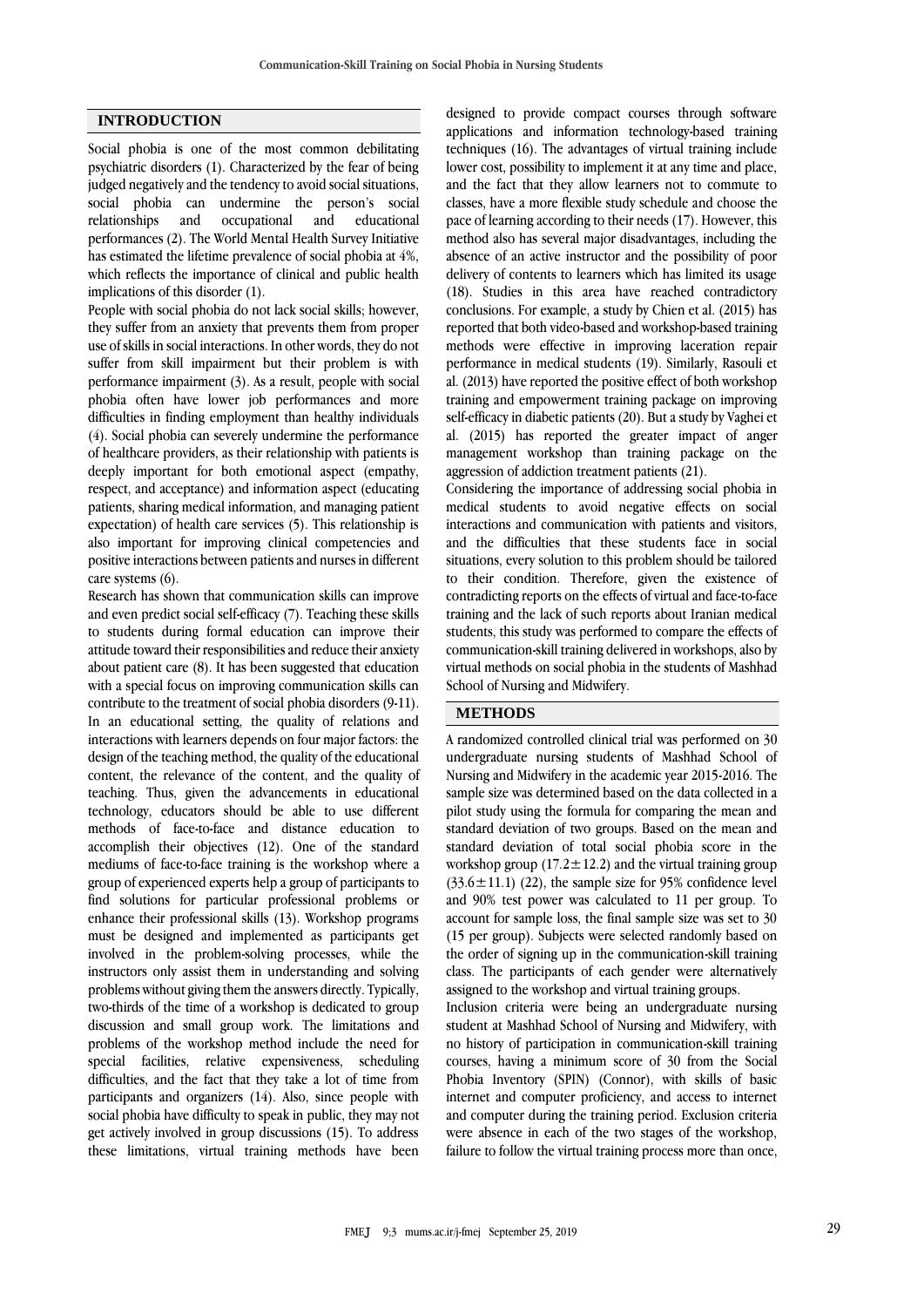## INTRODUCTION

Social phobia is one of the most common debilitating psychiatric disorders (1). Characterized by the fear of being judged negatively and the tendency to avoid social situations, social phobia can undermine the person's social relationships and occupational and educational performances (2). The World Mental Health Survey Initiative has estimated the lifetime prevalence of social phobia at 4%, which reflects the importance of clinical and public health implications of this disorder (1).

People with social phobia do not lack social skills; however, they suffer from an anxiety that prevents them from proper use of skills in social interactions. In other words, they do not suffer from skill impairment but their problem is with performance impairment (3). As a result, people with social phobia often have lower job performances and more difficulties in finding employment than healthy individuals (4). Social phobia can severely undermine the performance of healthcare providers, as their relationship with patients is deeply important for both emotional aspect (empathy, respect, and acceptance) and information aspect (educating patients, sharing medical information, and managing patient expectation) of health care services (5). This relationship is also important for improving clinical competencies and positive interactions between patients and nurses in different care systems (6).

Research has shown that communication skills can improve and even predict social self-efficacy (7). Teaching these skills to students during formal education can improve their attitude toward their responsibilities and reduce their anxiety about patient care (8). It has been suggested that education with a special focus on improving communication skills can contribute to the treatment of social phobia disorders (9-11). In an educational setting, the quality of relations and interactions with learners depends on four major factors: the design of the teaching method, the quality of the educational content, the relevance of the content, and the quality of teaching. Thus, given the advancements in educational technology, educators should be able to use different methods of face-to-face and distance education to accomplish their objectives (12). One of the standard mediums of face-to-face training is the workshop where a group of experienced experts help a group of participants to find solutions for particular professional problems or enhance their professional skills (13). Workshop programs must be designed and implemented as participants get involved in the problem-solving processes, while the instructors only assist them in understanding and solving problems without giving them the answers directly. Typically, two-thirds of the time of a workshop is dedicated to group discussion and small group work. The limitations and problems of the workshop method include the need for special facilities, relative expensiveness, scheduling difficulties, and the fact that they take a lot of time from participants and organizers (14). Also, since people with social phobia have difficulty to speak in public, they may not get actively involved in group discussions (15). To address these limitations, virtual training methods have been designed to provide compact courses through software applications and information technology-based training techniques (16). The advantages of virtual training include lower cost, possibility to implement it at any time and place, and the fact that they allow learners not to commute to classes, have a more flexible study schedule and choose the pace of learning according to their needs (17). However, this method also has several major disadvantages, including the absence of an active instructor and the possibility of poor delivery of contents to learners which has limited its usage (18). Studies in this area have reached contradictory conclusions. For example, a study by Chien et al. (2015) has reported that both video-based and workshop-based training methods were effective in improving laceration repair performance in medical students (19). Similarly, Rasouli et al. (2013) have reported the positive effect of both workshop training and empowerment training package on improving self-efficacy in diabetic patients (20). But a study by Vaghei et al. (2015) has reported the greater impact of anger management workshop than training package on the aggression of addiction treatment patients (21).

Considering the importance of addressing social phobia in medical students to avoid negative effects on social interactions and communication with patients and visitors, and the difficulties that these students face in social situations, every solution to this problem should be tailored to their condition. Therefore, given the existence of contradicting reports on the effects of virtual and face-to-face training and the lack of such reports about Iranian medical students, this study was performed to compare the effects of communication-skill training delivered in workshops, also by virtual methods on social phobia in the students of Mashhad School of Nursing and Midwifery.

## METHODS

A randomized controlled clinical trial was performed on 30 undergraduate nursing students of Mashhad School of Nursing and Midwifery in the academic year 2015-2016. The sample size was determined based on the data collected in a pilot study using the formula for comparing the mean and standard deviation of two groups. Based on the mean and standard deviation of total social phobia score in the workshop group ($17.2 \pm 12.2$) and the virtual training group ($33.6 \pm 11.1$) (22), the sample size for 95% confidence level and 90% test power was calculated to 11 per group. To account for sample loss, the final sample size was set to 30 (15 per group). Subjects were selected randomly based on the order of signing up in the communication-skill training class. The participants of each gender were alternatively assigned to the workshop and virtual training groups.

Inclusion criteria were being an undergraduate nursing student at Mashhad School of Nursing and Midwifery, with no history of participation in communication-skill training courses, having a minimum score of 30 from the Social Phobia Inventory (SPIN) (Connor), with skills of basic internet and computer proficiency, and access to internet and computer during the training period. Exclusion criteria were absence in each of the two stages of the workshop, failure to follow the virtual training process more than once,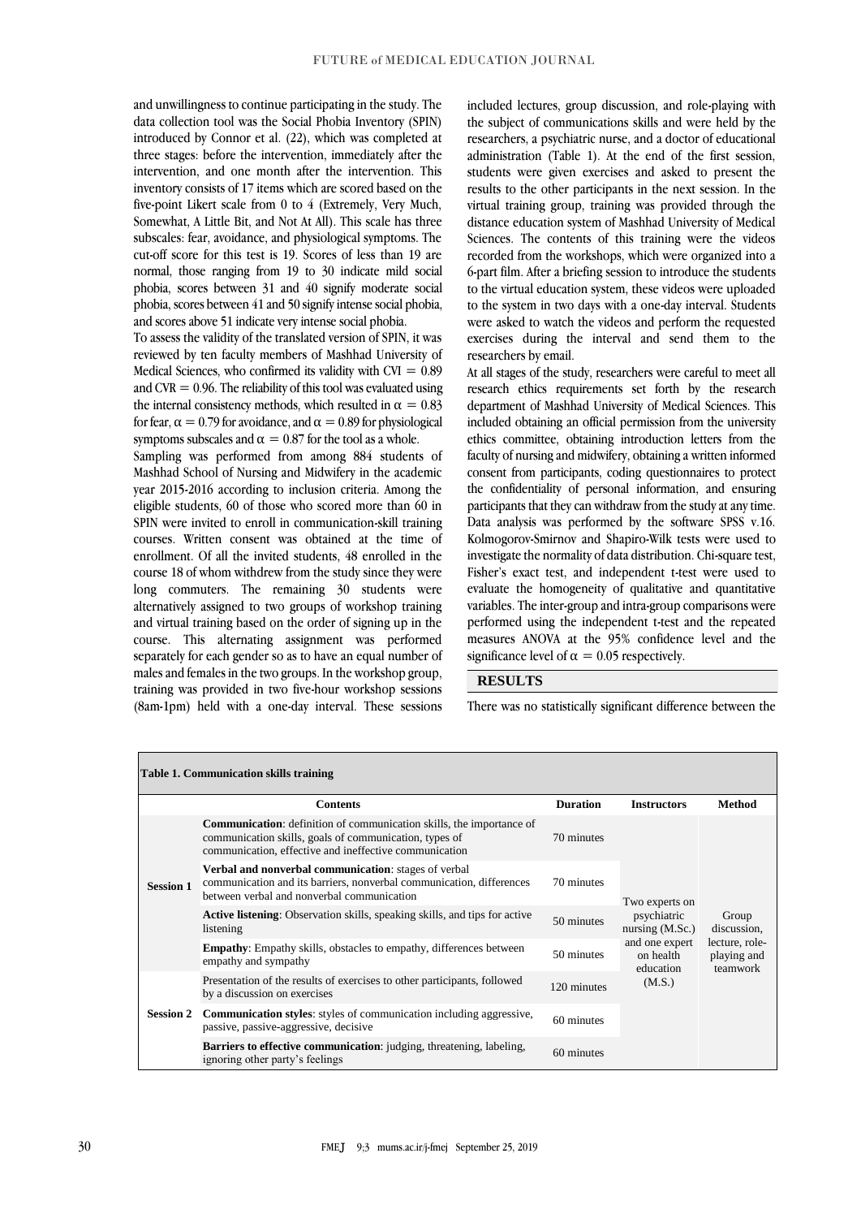and unwillingness to continue participating in the study. The data collection tool was the Social Phobia Inventory (SPIN) introduced by Connor et al. (22), which was completed at three stages: before the intervention, immediately after the intervention, and one month after the intervention. This inventory consists of 17 items which are scored based on the five-point Likert scale from 0 to 4 (Extremely, Very Much, Somewhat, A Little Bit, and Not At All). This scale has three subscales: fear, avoidance, and physiological symptoms. The cut-off score for this test is 19. Scores of less than 19 are normal, those ranging from 19 to 30 indicate mild social phobia, scores between 31 and 40 signify moderate social phobia, scores between 41 and 50 signify intense social phobia, and scores above 51 indicate very intense social phobia.

To assess the validity of the translated version of SPIN, it was reviewed by ten faculty members of Mashhad University of Medical Sciences, who confirmed its validity with CVI = 0.89 and CVR = 0.96. The reliability of this tool was evaluated using the internal consistency methods, which resulted in $\alpha = 0.83$ for fear, $\alpha = 0.79$ for avoidance, and $\alpha = 0.89$ for physiological symptoms subscales and $\alpha = 0.87$ for the tool as a whole.

Sampling was performed from among 884 students of Mashhad School of Nursing and Midwifery in the academic year 2015-2016 according to inclusion criteria. Among the eligible students, 60 of those who scored more than 60 in SPIN were invited to enroll in communication-skill training courses. Written consent was obtained at the time of enrollment. Of all the invited students, 48 enrolled in the course 18 of whom withdrew from the study since they were long commuters. The remaining 30 students were alternatively assigned to two groups of workshop training and virtual training based on the order of signing up in the course. This alternating assignment was performed separately for each gender so as to have an equal number of males and females in the two groups. In the workshop group, training was provided in two five-hour workshop sessions (8am-1pm) held with a one-day interval. These sessions included lectures, group discussion, and role-playing with the subject of communications skills and were held by the researchers, a psychiatric nurse, and a doctor of educational administration (Table 1). At the end of the first session, students were given exercises and asked to present the results to the other participants in the next session. In the virtual training group, training was provided through the distance education system of Mashhad University of Medical Sciences. The contents of this training were the videos recorded from the workshops, which were organized into a 6-part film. After a briefing session to introduce the students to the virtual education system, these videos were uploaded to the system in two days with a one-day interval. Students were asked to watch the videos and perform the requested exercises during the interval and send them to the researchers by email.

At all stages of the study, researchers were careful to meet all research ethics requirements set forth by the research department of Mashhad University of Medical Sciences. This included obtaining an official permission from the university ethics committee, obtaining introduction letters from the faculty of nursing and midwifery, obtaining a written informed consent from participants, coding questionnaires to protect the confidentiality of personal information, and ensuring participants that they can withdraw from the study at any time. Data analysis was performed by the software SPSS v.16. Kolmogorov-Smirnov and Shapiro-Wilk tests were used to investigate the normality of data distribution. Chi-square test, Fisher's exact test, and independent t-test were used to evaluate the homogeneity of qualitative and quantitative variables. The inter-group and intra-group comparisons were performed using the independent t-test and the repeated measures ANOVA at the 95% confidence level and the significance level of $\alpha = 0.05$ respectively.

## RESULTS

There was no statistically significant difference between the

**Table 1. Communication skills training**

| | Contents | Duration | Instructors | Method |
|---|---|---|---|---|
| Session 1 | **Communication**: definition of communication skills, the importance of communication skills, goals of communication, types of communication, effective and ineffective communication | 70 minutes | Two experts on psychiatric nursing (M.Sc.) and one expert on health education (M.S.) | Group discussion, lecture, role-playing and teamwork |
| | **Verbal and nonverbal communication**: stages of verbal communication and its barriers, nonverbal communication, differences between verbal and nonverbal communication | 70 minutes | | |
| | **Active listening**: Observation skills, speaking skills, and tips for active listening | 50 minutes | | |
| | **Empathy**: Empathy skills, obstacles to empathy, differences between empathy and sympathy | 50 minutes | | |
| Session 2 | Presentation of the results of exercises to other participants, followed by a discussion on exercises | 120 minutes | | |
| | **Communication styles**: styles of communication including aggressive, passive, passive-aggressive, decisive | 60 minutes | | |
| | **Barriers to effective communication**: judging, threatening, labeling, ignoring other party's feelings | 60 minutes | | |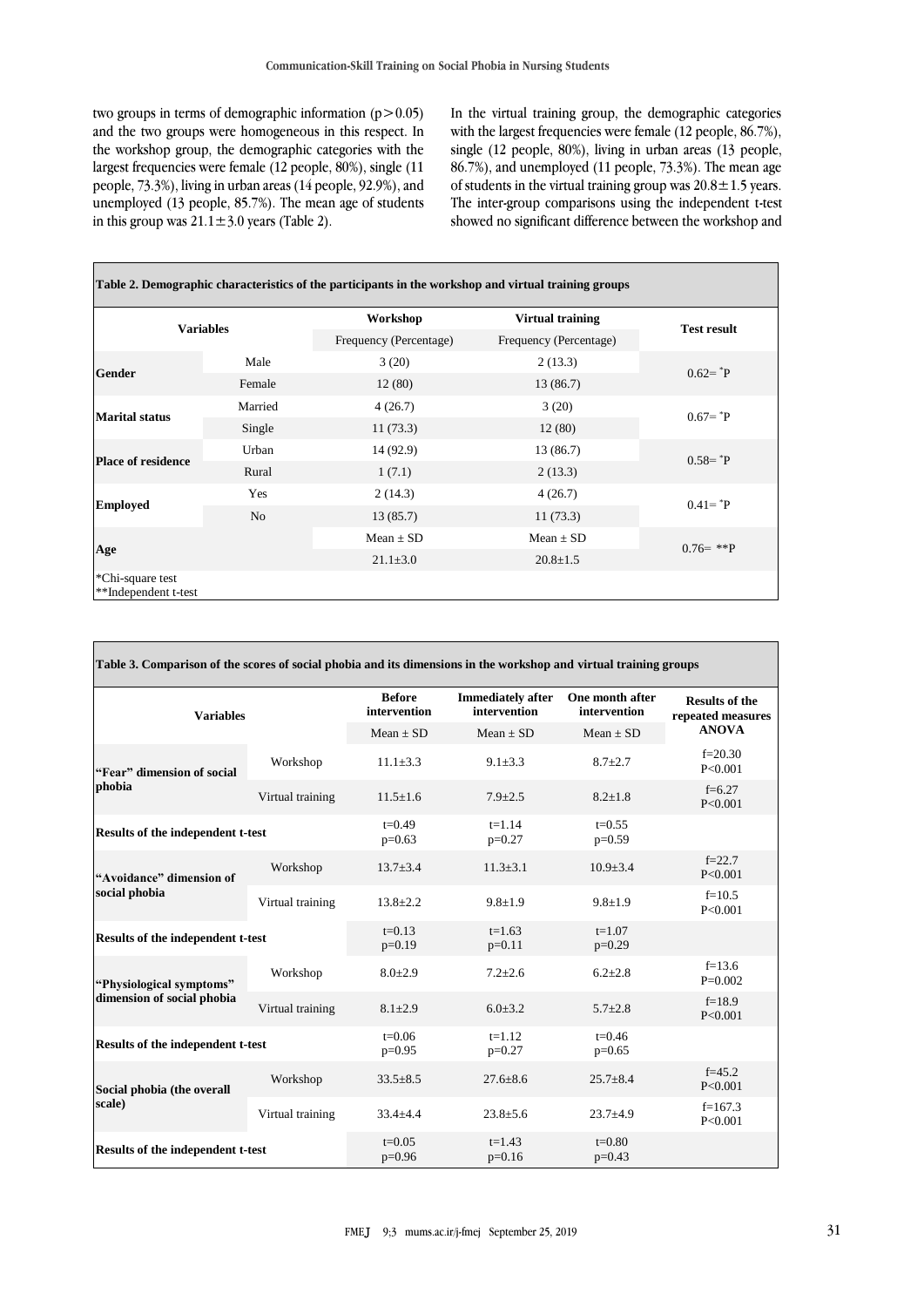two groups in terms of demographic information ($p > 0.05$) and the two groups were homogeneous in this respect. In the workshop group, the demographic categories with the largest frequencies were female (12 people, 80%), single (11 people, 73.3%), living in urban areas (14 people, 92.9%), and unemployed (13 people, 85.7%). The mean age of students in this group was 21.1±3.0 years (Table 2).

In the virtual training group, the demographic categories with the largest frequencies were female (12 people, 86.7%), single (12 people, 80%), living in urban areas (13 people, 86.7%), and unemployed (11 people, 73.3%). The mean age of students in the virtual training group was 20.8±1.5 years. The inter-group comparisons using the independent t-test showed no significant difference between the workshop and

**Table 2. Demographic characteristics of the participants in the workshop and virtual training groups**

| Variables | | Workshop | Virtual training | Test result |
|---|---|---|---|---|
| | | Frequency (Percentage) | Frequency (Percentage) | |
| **Gender** | Male | 3 (20) | 2 (13.3) | 0.62= *P |
| | Female | 12 (80) | 13 (86.7) | |
| **Marital status** | Married | 4 (26.7) | 3 (20) | 0.67= *P |
| | Single | 11 (73.3) | 12 (80) | |
| **Place of residence** | Urban | 14 (92.9) | 13 (86.7) | 0.58= *P |
| | Rural | 1 (7.1) | 2 (13.3) | |
| **Employed** | Yes | 2 (14.3) | 4 (26.7) | 0.41= *P |
| | No | 13 (85.7) | 11 (73.3) | |
| **Age** | | Mean ± SD | Mean ± SD | 0.76= **P |
| | | 21.1±3.0 | 20.8±1.5 | |

*Chi-square test
**Independent t-test

**Table 3. Comparison of the scores of social phobia and its dimensions in the workshop and virtual training groups**

| Variables | | Before intervention | Immediately after intervention | One month after intervention | Results of the repeated measures ANOVA |
|---|---|---|---|---|---|
| | | Mean ± SD | Mean ± SD | Mean ± SD | |
| **"Fear" dimension of social phobia** | Workshop | 11.1±3.3 | 9.1±3.3 | 8.7±2.7 | f=20.30 P<0.001 |
| | Virtual training | 11.5±1.6 | 7.9±2.5 | 8.2±1.8 | f=6.27 P<0.001 |
| **Results of the independent t-test** | | t=0.49 p=0.63 | t=1.14 p=0.27 | t=0.55 p=0.59 | |
| **"Avoidance" dimension of social phobia** | Workshop | 13.7±3.4 | 11.3±3.1 | 10.9±3.4 | f=22.7 P<0.001 |
| | Virtual training | 13.8±2.2 | 9.8±1.9 | 9.8±1.9 | f=10.5 P<0.001 |
| **Results of the independent t-test** | | t=0.13 p=0.19 | t=1.63 p=0.11 | t=1.07 p=0.29 | |
| **"Physiological symptoms" dimension of social phobia** | Workshop | 8.0±2.9 | 7.2±2.6 | 6.2±2.8 | f=13.6 P=0.002 |
| | Virtual training | 8.1±2.9 | 6.0±3.2 | 5.7±2.8 | f=18.9 P<0.001 |
| **Results of the independent t-test** | | t=0.06 p=0.95 | t=1.12 p=0.27 | t=0.46 p=0.65 | |
| **Social phobia (the overall scale)** | Workshop | 33.5±8.5 | 27.6±8.6 | 25.7±8.4 | f=45.2 P<0.001 |
| | Virtual training | 33.4±4.4 | 23.8±5.6 | 23.7±4.9 | f=167.3 P<0.001 |
| **Results of the independent t-test** | | t=0.05 p=0.96 | t=1.43 p=0.16 | t=0.80 p=0.43 | |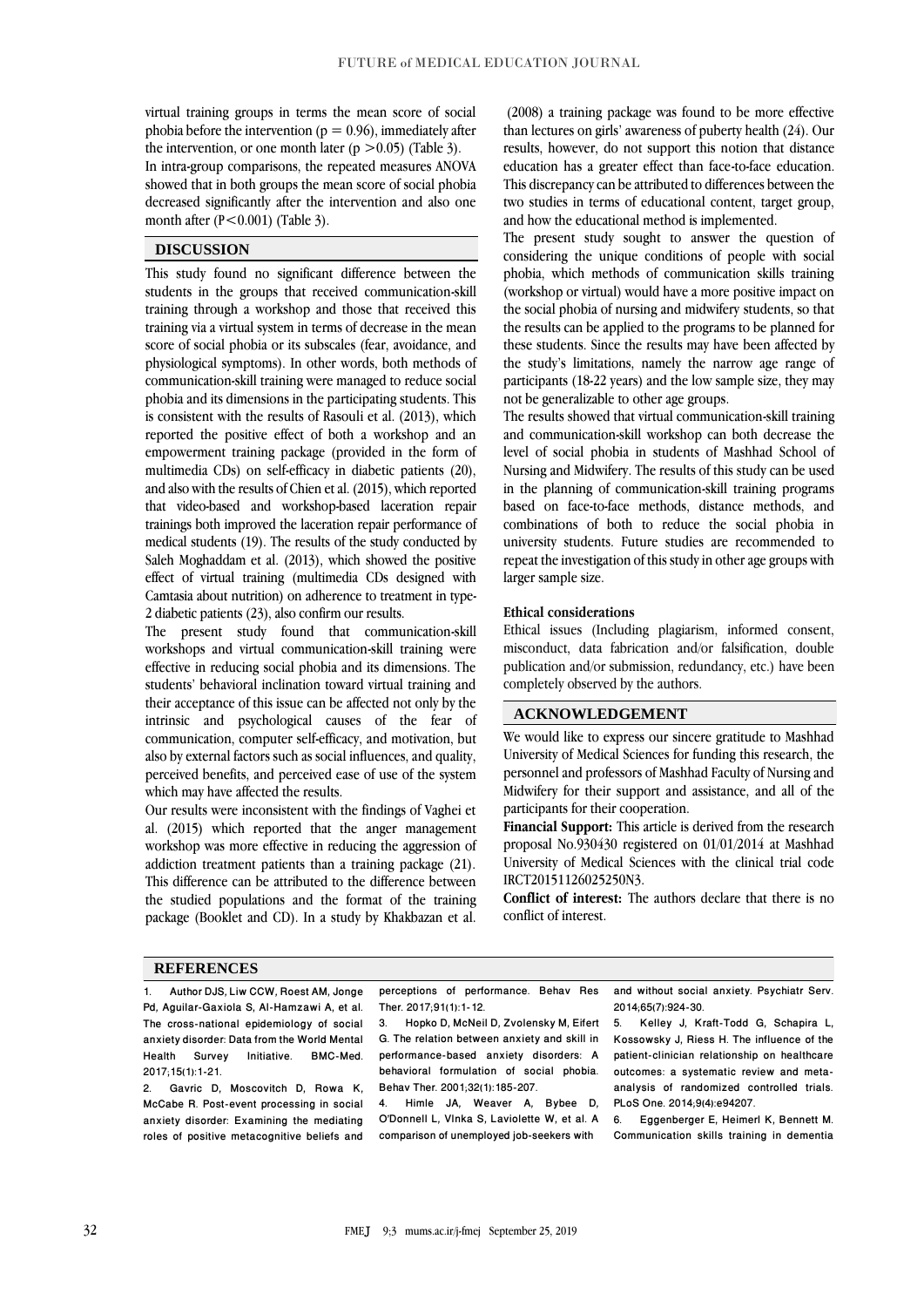virtual training groups in terms the mean score of social phobia before the intervention ($p = 0.96$), immediately after the intervention, or one month later ($p > 0.05$) (Table 3).

In intra-group comparisons, the repeated measures ANOVA showed that in both groups the mean score of social phobia decreased significantly after the intervention and also one month after ($P < 0.001$) (Table 3).

## DISCUSSION

This study found no significant difference between the students in the groups that received communication-skill training through a workshop and those that received this training via a virtual system in terms of decrease in the mean score of social phobia or its subscales (fear, avoidance, and physiological symptoms). In other words, both methods of communication-skill training were managed to reduce social phobia and its dimensions in the participating students. This is consistent with the results of Rasouli et al. (2013), which reported the positive effect of both a workshop and an empowerment training package (provided in the form of multimedia CDs) on self-efficacy in diabetic patients (20), and also with the results of Chien et al. (2015), which reported that video-based and workshop-based laceration repair trainings both improved the laceration repair performance of medical students (19). The results of the study conducted by Saleh Moghaddam et al. (2013), which showed the positive effect of virtual training (multimedia CDs designed with Camtasia about nutrition) on adherence to treatment in type-2 diabetic patients (23), also confirm our results.

The present study found that communication-skill workshops and virtual communication-skill training were effective in reducing social phobia and its dimensions. The students' behavioral inclination toward virtual training and their acceptance of this issue can be affected not only by the intrinsic and psychological causes of the fear of communication, computer self-efficacy, and motivation, but also by external factors such as social influences, and quality, perceived benefits, and perceived ease of use of the system which may have affected the results.

Our results were inconsistent with the findings of Vaghei et al. (2015) which reported that the anger management workshop was more effective in reducing the aggression of addiction treatment patients than a training package (21). This difference can be attributed to the difference between the studied populations and the format of the training package (Booklet and CD). In a study by Khakbazan et al. (2008) a training package was found to be more effective than lectures on girls' awareness of puberty health (24). Our results, however, do not support this notion that distance education has a greater effect than face-to-face education. This discrepancy can be attributed to differences between the two studies in terms of educational content, target group, and how the educational method is implemented.

The present study sought to answer the question of considering the unique conditions of people with social phobia, which methods of communication skills training (workshop or virtual) would have a more positive impact on the social phobia of nursing and midwifery students, so that the results can be applied to the programs to be planned for these students. Since the results may have been affected by the study's limitations, namely the narrow age range of participants (18-22 years) and the low sample size, they may not be generalizable to other age groups.

The results showed that virtual communication-skill training and communication-skill workshop can both decrease the level of social phobia in students of Mashhad School of Nursing and Midwifery. The results of this study can be used in the planning of communication-skill training programs based on face-to-face methods, distance methods, and combinations of both to reduce the social phobia in university students. Future studies are recommended to repeat the investigation of this study in other age groups with larger sample size.

### Ethical considerations

Ethical issues (Including plagiarism, informed consent, misconduct, data fabrication and/or falsification, double publication and/or submission, redundancy, etc.) have been completely observed by the authors.

## ACKNOWLEDGEMENT

We would like to express our sincere gratitude to Mashhad University of Medical Sciences for funding this research, the personnel and professors of Mashhad Faculty of Nursing and Midwifery for their support and assistance, and all of the participants for their cooperation.

**Financial Support:** This article is derived from the research proposal No.930430 registered on 01/01/2014 at Mashhad University of Medical Sciences with the clinical trial code IRCT20151126025250N3.

**Conflict of interest:** The authors declare that there is no conflict of interest.

## REFERENCES

1. Author DJS, Liw CCW, Roest AM, Jonge Pd, Aguilar-Gaxiola S, Al-Hamzawi A, et al. The cross-national epidemiology of social anxiety disorder: Data from the World Mental Health Survey Initiative. BMC-Med. 2017;15(1):1-21.
2. Gavric D, Moscovitch D, Rowa K, McCabe R. Post-event processing in social anxiety disorder: Examining the mediating roles of positive metacognitive beliefs and perceptions of performance. Behav Res Ther. 2017;91(1):1-12.
3. Hopko D, McNeil D, Zvolensky M, Eifert G. The relation between anxiety and skill in performance-based anxiety disorders: A behavioral formulation of social phobia. Behav Ther. 2001;32(1):185-207.
4. Himle JA, Weaver A, Bybee D, O'Donnell L, Vlnka S, Laviolette W, et al. A comparison of unemployed job-seekers with and without social anxiety. Psychiatr Serv. 2014;65(7):924-30.
5. Kelley J, Kraft-Todd G, Schapira L, Kossowsky J, Riess H. The influence of the patient-clinician relationship on healthcare outcomes: a systematic review and meta-analysis of randomized controlled trials. PLoS One. 2014;9(4):e94207.
6. Eggenberger E, Heimerl K, Bennett M. Communication skills training in dementia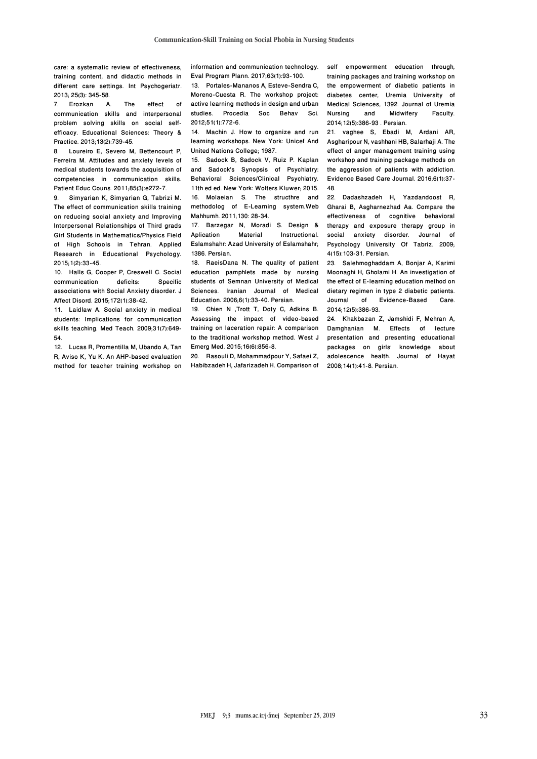care: a systematic review of effectiveness, training content, and didactic methods in different care settings. Int Psychogeriatr. 2013; 25(3): 345-58.

7. Erozkan A. The effect of communication skills and interpersonal problem solving skills on social self-efficacy. Educational Sciences: Theory & Practice. 2013;13(2):739-45.

8. Loureiro E, Severo M, Bettencourt P, Ferreira M. Attitudes and anxiety levels of medical students towards the acquisition of competencies in communication skills. Patient Educ Couns. 2011;85(3):e272-7.

9. Simyarian K, Simyarian G, Tabrizi M. The effect of communication skills training on reducing social anxiety and Improving Interpersonal Relationships of Third grads Girl Students in Mathematics/Physics Field of High Schools in Tehran. Applied Research in Educational Psychology. 2015;1(2):33-45.

10. Halls G, Cooper P, Creswell C. Social communication deficits: Specific associations with Social Anxiety disorder. J Affect Disord. 2015;172(1):38-42.

11. Laidlaw A. Social anxiety in medical students: Implications for communication skills teaching. Med Teach. 2009;31(7):649-54.

12. Lucas R, Promentilla M, Ubando A, Tan R, Aviso K, Yu K. An AHP-based evaluation method for teacher training workshop on information and communication technology. Eval Program Plann. 2017;63(1):93-100.

13. Portales-Mananos A, Esteve-Sendra C, Moreno-Cuesta R. The workshop project: active learning methods in design and urban studies. Procedia Soc Behav Sci. 2012;51(1):772-6.

14. Machin J. How to organize and run learning workshops. New York: Unicef And United Nations College; 1987.

15. Sadock B, Sadock V, Ruiz P. Kaplan and Sadock's Synopsis of Psychiatry: Behavioral Sciences/Clinical Psychiatry. 11th ed ed. New York: Wolters Kluwer; 2015.

16. Molaeian S. The structhre and methodolog of E-Learning system.Web Mahhumh. 2011;130: 28-34.

17. Barzegar N, Moradi S. Design & Aplication Material Instructional. Eslamshahr: Azad University of Eslamshahr; 1386. Persian.

18. RaeisDana N. The quality of patient education pamphlets made by nursing students of Semnan University of Medical Sciences. Iranian Journal of Medical Education. 2006;6(1):33-40. Persian.

19. Chien N ,Trott T, Doty C, Adkins B. Assessing the impact of video-based training on laceration repair: A comparison to the traditional workshop method. West J Emerg Med. 2015;16(6):856-8.

20. Rasouli D, Mohammadpour Y, Safaei Z, Habibzadeh H, Jafarizadeh H. Comparison of self empowerment education through, training packages and training workshop on the empowerment of diabetic patients in diabetes center, Uremia University of Medical Sciences, 1392. Journal of Uremia Nursing and Midwifery Faculty. 2014;12(5):386-93 . Persian.

21. vaghee S, Ebadi M, Ardani AR, Asgharipour N, vashhani HB, Salarhaji A. The effect of anger management training using workshop and training package methods on the aggression of patients with addiction. Evidence Based Care Journal. 2016;6(1):37-48.

22. Dadashzadeh H, Yazdandoost R, Gharai B, Asgharnezhad Aa. Compare the effectiveness of cognitive behavioral therapy and exposure therapy group in social anxiety disorder. Journal of Psychology University Of Tabriz. 2009; 4(15):103-31. Persian.

23. Salehmoghaddam A, Bonjar A, Karimi Moonaghi H, Gholami H. An investigation of the effect of E-learning education method on dietary regimen in type 2 diabetic patients. Journal of Evidence-Based Care. 2014;12(5):386-93.

24. Khakbazan Z, Jamshidi F, Mehran A, Damghanian M. Effects of lecture presentation and presenting educational packages on girls' knowledge about adolescence health. Journal of Hayat 2008;14(1):41-8. Persian.